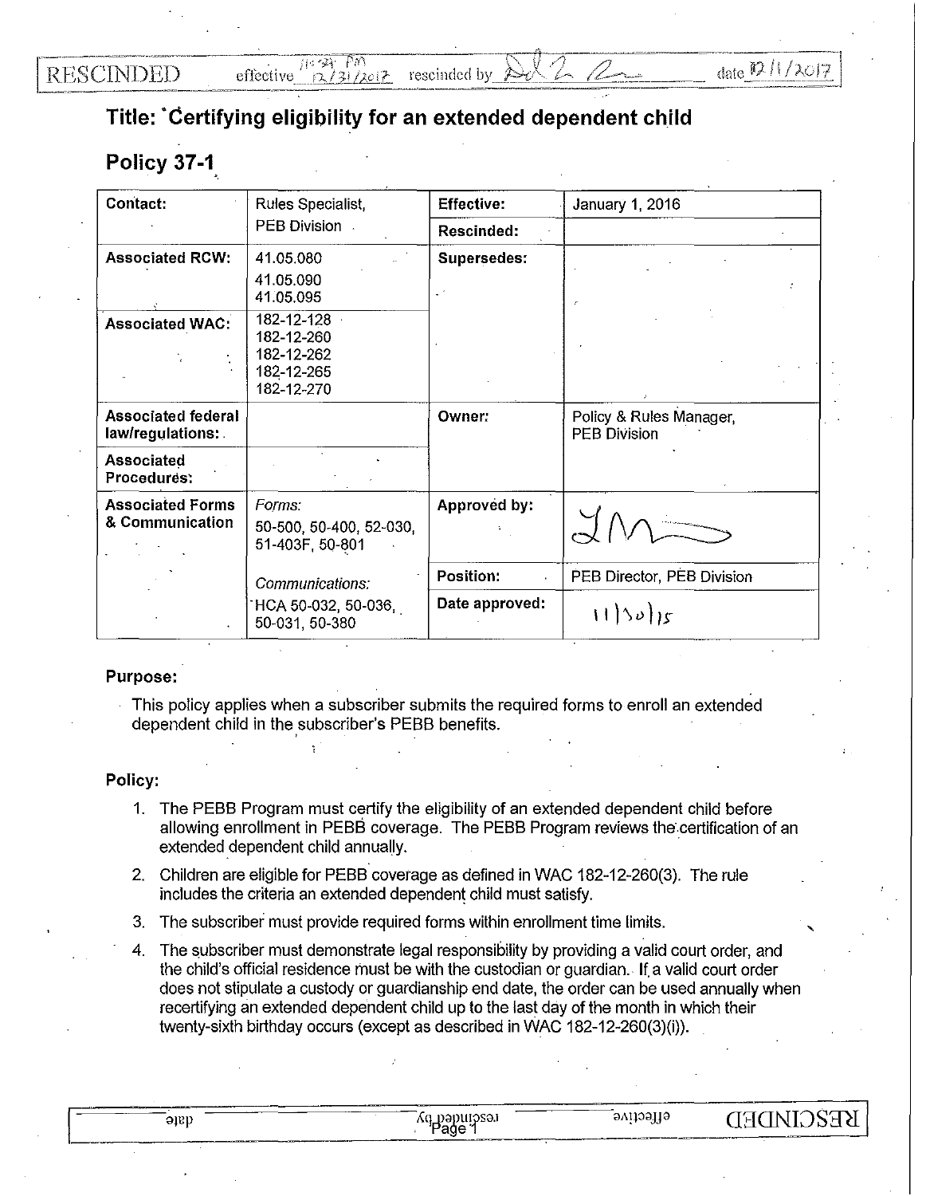RESCINDED effective 11:59 PM 12/31/2017 rescinded by [signature] date 12/1/2017

# Title: Certifying eligibility for an extended dependent child

## Policy 37-1

| Contact: | Rules Specialist, PEB Division | Effective: | January 1, 2016 |
|---|---|---|---|
| | | Rescinded: | |
| Associated RCW: | 41.05.080<br>41.05.090<br>41.05.095 | Supersedes: | |
| Associated WAC: | 182-12-128<br>182-12-260<br>182-12-262<br>182-12-265<br>182-12-270 | | |
| Associated federal law/regulations: | | Owner: | Policy & Rules Manager, PEB Division |
| Associated Procedures: | | | |
| Associated Forms & Communication | *Forms:*<br>50-500, 50-400, 52-030, 51-403F, 50-801 | Approved by: | [signature] |
| | *Communications:*<br>HCA 50-032, 50-036, 50-031, 50-380 | Position: | PEB Director, PEB Division |
| | | Date approved: | 11/30/15 |

**Purpose:**

This policy applies when a subscriber submits the required forms to enroll an extended dependent child in the subscriber's PEBB benefits.

**Policy:**

1. The PEBB Program must certify the eligibility of an extended dependent child before allowing enrollment in PEBB coverage. The PEBB Program reviews the certification of an extended dependent child annually.
2. Children are eligible for PEBB coverage as defined in WAC 182-12-260(3). The rule includes the criteria an extended dependent child must satisfy.
3. The subscriber must provide required forms within enrollment time limits.
4. The subscriber must demonstrate legal responsibility by providing a valid court order, and the child's official residence must be with the custodian or guardian. If a valid court order does not stipulate a custody or guardianship end date, the order can be used annually when recertifying an extended dependent child up to the last day of the month in which their twenty-sixth birthday occurs (except as described in WAC 182-12-260(3)(i)).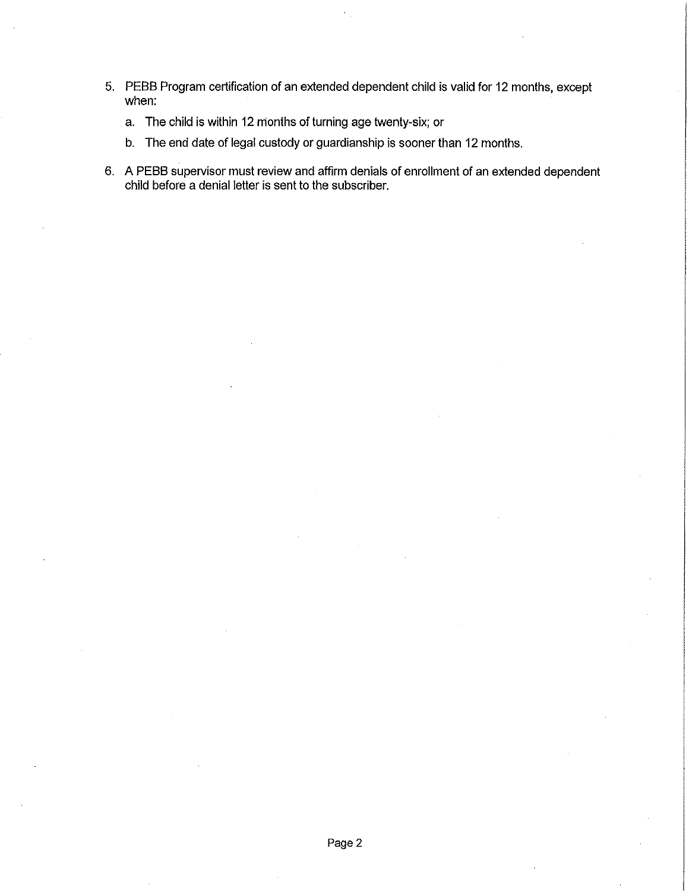5. PEBB Program certification of an extended dependent child is valid for 12 months, except when:
   a. The child is within 12 months of turning age twenty-six; or
   b. The end date of legal custody or guardianship is sooner than 12 months.
6. A PEBB supervisor must review and affirm denials of enrollment of an extended dependent child before a denial letter is sent to the subscriber.